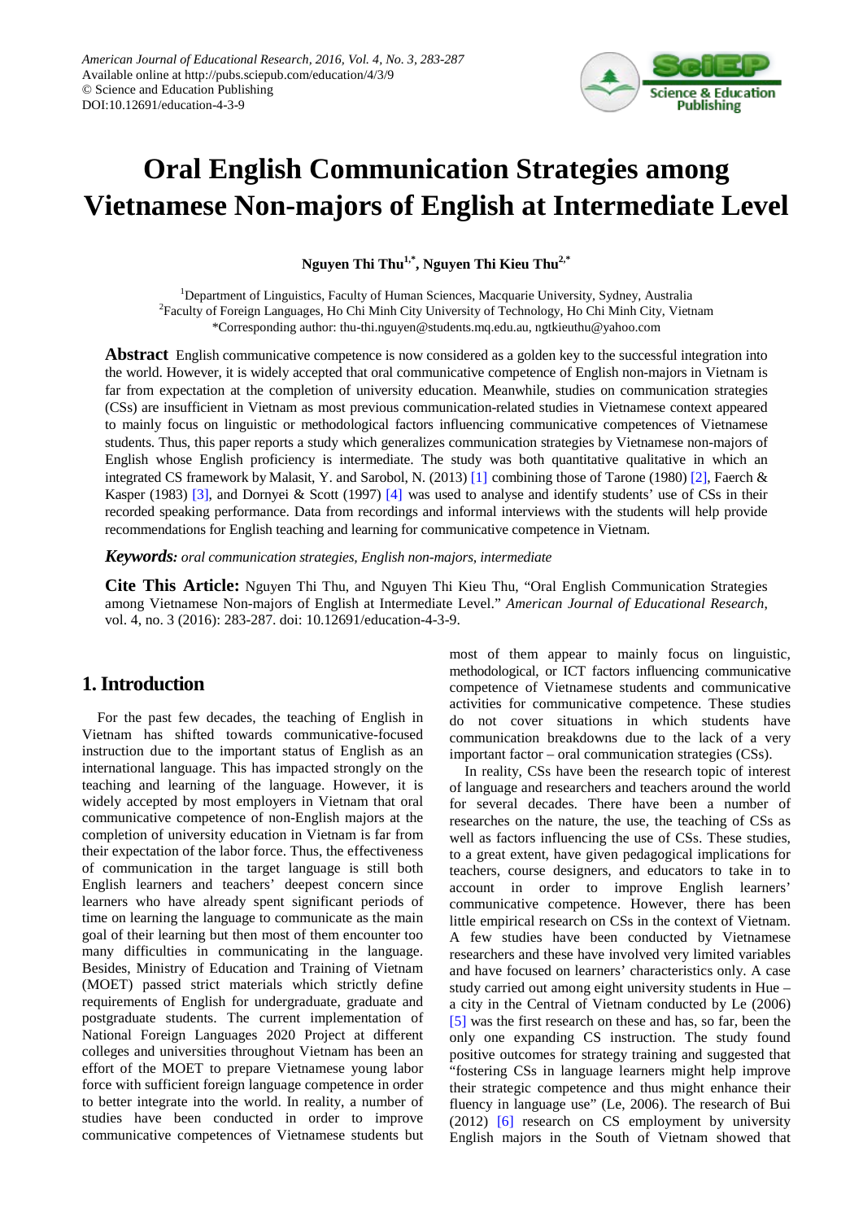# Oral English Communication Strategies among Vietnamese Non-majors of English at Intermediate Level

**Nguyen Thi Thu[1,*], Nguyen Thi Kieu Thu[2,*]**

[1]Department of Linguistics, Faculty of Human Sciences, Macquarie University, Sydney, Australia
[2]Faculty of Foreign Languages, Ho Chi Minh City University of Technology, Ho Chi Minh City, Vietnam
*Corresponding author: thu-thi.nguyen@students.mq.edu.au, ngtkieuthu@yahoo.com

**Abstract** English communicative competence is now considered as a golden key to the successful integration into the world. However, it is widely accepted that oral communicative competence of English non-majors in Vietnam is far from expectation at the completion of university education. Meanwhile, studies on communication strategies (CSs) are insufficient in Vietnam as most previous communication-related studies in Vietnamese context appeared to mainly focus on linguistic or methodological factors influencing communicative competences of Vietnamese students. Thus, this paper reports a study which generalizes communication strategies by Vietnamese non-majors of English whose English proficiency is intermediate. The study was both quantitative qualitative in which an integrated CS framework by Malasit, Y. and Sarobol, N. (2013) [1] combining those of Tarone (1980) [2], Faerch & Kasper (1983) [3], and Dornyei & Scott (1997) [4] was used to analyse and identify students' use of CSs in their recorded speaking performance. Data from recordings and informal interviews with the students will help provide recommendations for English teaching and learning for communicative competence in Vietnam.

***Keywords:*** *oral communication strategies, English non-majors, intermediate*

**Cite This Article:** Nguyen Thi Thu, and Nguyen Thi Kieu Thu, "Oral English Communication Strategies among Vietnamese Non-majors of English at Intermediate Level." *American Journal of Educational Research*, vol. 4, no. 3 (2016): 283-287. doi: 10.12691/education-4-3-9.

## 1. Introduction

For the past few decades, the teaching of English in Vietnam has shifted towards communicative-focused instruction due to the important status of English as an international language. This has impacted strongly on the teaching and learning of the language. However, it is widely accepted by most employers in Vietnam that oral communicative competence of non-English majors at the completion of university education in Vietnam is far from their expectation of the labor force. Thus, the effectiveness of communication in the target language is still both English learners and teachers' deepest concern since learners who have already spent significant periods of time on learning the language to communicate as the main goal of their learning but then most of them encounter too many difficulties in communicating in the language. Besides, Ministry of Education and Training of Vietnam (MOET) passed strict materials which strictly define requirements of English for undergraduate, graduate and postgraduate students. The current implementation of National Foreign Languages 2020 Project at different colleges and universities throughout Vietnam has been an effort of the MOET to prepare Vietnamese young labor force with sufficient foreign language competence in order to better integrate into the world. In reality, a number of studies have been conducted in order to improve communicative competences of Vietnamese students but most of them appear to mainly focus on linguistic, methodological, or ICT factors influencing communicative competence of Vietnamese students and communicative activities for communicative competence. These studies do not cover situations in which students have communication breakdowns due to the lack of a very important factor – oral communication strategies (CSs).

In reality, CSs have been the research topic of interest of language and researchers and teachers around the world for several decades. There have been a number of researches on the nature, the use, the teaching of CSs as well as factors influencing the use of CSs. These studies, to a great extent, have given pedagogical implications for teachers, course designers, and educators to take in to account in order to improve English learners' communicative competence. However, there has been little empirical research on CSs in the context of Vietnam. A few studies have been conducted by Vietnamese researchers and these have involved very limited variables and have focused on learners' characteristics only. A case study carried out among eight university students in Hue – a city in the Central of Vietnam conducted by Le (2006) [5] was the first research on these and has, so far, been the only one expanding CS instruction. The study found positive outcomes for strategy training and suggested that "fostering CSs in language learners might help improve their strategic competence and thus might enhance their fluency in language use" (Le, 2006). The research of Bui (2012) [6] research on CS employment by university English majors in the South of Vietnam showed that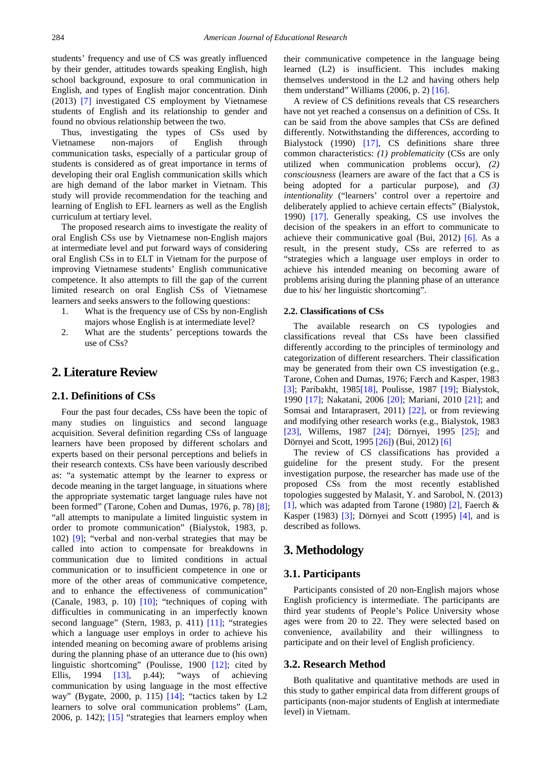students' frequency and use of CS was greatly influenced by their gender, attitudes towards speaking English, high school background, exposure to oral communication in English, and types of English major concentration. Dinh (2013) [7] investigated CS employment by Vietnamese students of English and its relationship to gender and found no obvious relationship between the two.

Thus, investigating the types of CSs used by Vietnamese non-majors of English through communication tasks, especially of a particular group of students is considered as of great importance in terms of developing their oral English communication skills which are high demand of the labor market in Vietnam. This study will provide recommendation for the teaching and learning of English to EFL learners as well as the English curriculum at tertiary level.

The proposed research aims to investigate the reality of oral English CSs use by Vietnamese non-English majors at intermediate level and put forward ways of considering oral English CSs in to ELT in Vietnam for the purpose of improving Vietnamese students' English communicative competence. It also attempts to fill the gap of the current limited research on oral English CSs of Vietnamese learners and seeks answers to the following questions:

1. What is the frequency use of CSs by non-English majors whose English is at intermediate level?
2. What are the students' perceptions towards the use of CSs?

## 2. Literature Review

### 2.1. Definitions of CSs

Four the past four decades, CSs have been the topic of many studies on linguistics and second language acquisition. Several definition regarding CSs of language learners have been proposed by different scholars and experts based on their personal perceptions and beliefs in their research contexts. CSs have been variously described as: "a systematic attempt by the learner to express or decode meaning in the target language, in situations where the appropriate systematic target language rules have not been formed" (Tarone, Cohen and Dumas, 1976, p. 78) [8]; "all attempts to manipulate a limited linguistic system in order to promote communication" (Bialystok, 1983, p. 102) [9]; "verbal and non-verbal strategies that may be called into action to compensate for breakdowns in communication due to limited conditions in actual communication or to insufficient competence in one or more of the other areas of communicative competence, and to enhance the effectiveness of communication" (Canale, 1983, p. 10) [10]; "techniques of coping with difficulties in communicating in an imperfectly known second language" (Stern, 1983, p. 411) [11]; "strategies which a language user employs in order to achieve his intended meaning on becoming aware of problems arising during the planning phase of an utterance due to (his own) linguistic shortcoming" (Poulisse, 1900 [12]; cited by Ellis, 1994 [13], p.44); "ways of achieving communication by using language in the most effective way" (Bygate, 2000, p. 115) [14]; "tactics taken by L2 learners to solve oral communication problems" (Lam, 2006, p. 142); [15] "strategies that learners employ when their communicative competence in the language being learned (L2) is insufficient. This includes making themselves understood in the L2 and having others help them understand" Williams (2006, p. 2) [16].

A review of CS definitions reveals that CS researchers have not yet reached a consensus on a definition of CSs. It can be said from the above samples that CSs are defined differently. Notwithstanding the differences, according to Bialystock (1990) [17], CS definitions share three common characteristics: *(1) problematicity* (CSs are only utilized when communication problems occur), *(2) consciousness* (learners are aware of the fact that a CS is being adopted for a particular purpose), and *(3) intentionality* ("learners' control over a repertoire and deliberately applied to achieve certain effects" (Bialystok, 1990) [17]. Generally speaking, CS use involves the decision of the speakers in an effort to communicate to achieve their communicative goal (Bui, 2012) [6]. As a result, in the present study, CSs are referred to as "strategies which a language user employs in order to achieve his intended meaning on becoming aware of problems arising during the planning phase of an utterance due to his/ her linguistic shortcoming".

### 2.2. Classifications of CSs

The available research on CS typologies and classifications reveal that CSs have been classified differently according to the principles of terminology and categorization of different researchers. Their classification may be generated from their own CS investigation (e.g., Tarone, Cohen and Dumas, 1976; Færch and Kasper, 1983 [3]; Paribakht, 1985[18], Poulisse, 1987 [19]; Bialystok, 1990 [17]; Nakatani, 2006 [20]; Mariani, 2010 [21]; and Somsai and Intaraprasert, 2011) [22], or from reviewing other research works (e.g., Bialystok, 1983 [23], Willems, 1987 [24]; Dörnyei, 1995 [25]; and Dörnyei and Scott, 1995 [26]) (Bui, 2012) [6]

The review of CS classifications has provided a guideline for the present study. For the present investigation purpose, the researcher has made use of the proposed CSs from the most recently established topologies suggested by Malasit, Y. and Sarobol, N. (2013) [1], which was adapted from Tarone (1980) [2], Faerch & Kasper (1983) [3]; Dörnyei and Scott (1995) [4], and is described as follows.

## 3. Methodology

### 3.1. Participants

Participants consisted of 20 non-English majors whose English proficiency is intermediate. The participants are third year students of People's Police University whose ages were from 20 to 22. They were selected based on convenience, availability and their willingness to participate and on their level of English proficiency.

### 3.2. Research Method

Both qualitative and quantitative methods are used in this study to gather empirical data from different groups of participants (non-major students of English at intermediate level) in Vietnam.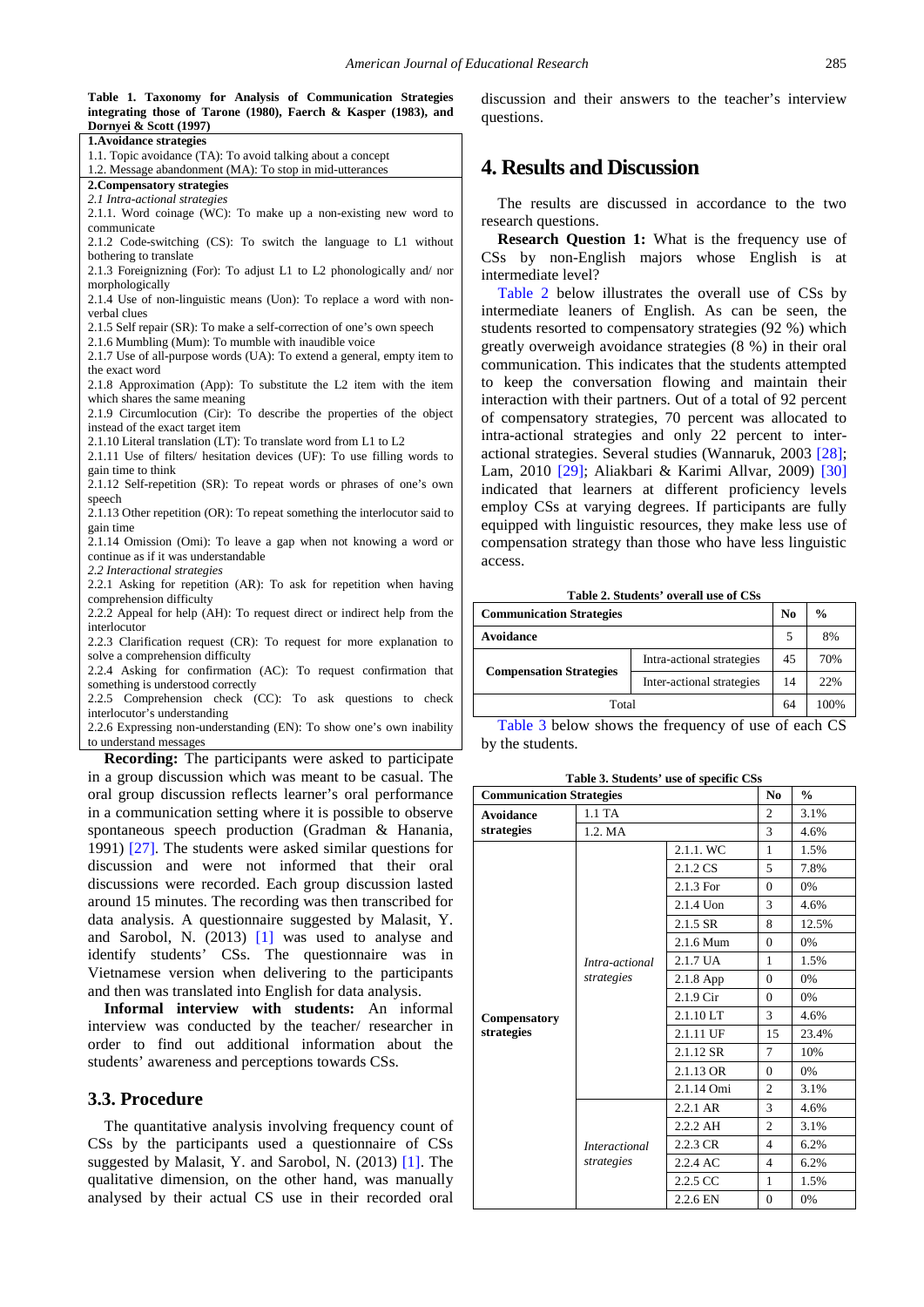**Table 1. Taxonomy for Analysis of Communication Strategies integrating those of Tarone (1980), Faerch & Kasper (1983), and Dornyei & Scott (1997)**

| |
|---|
| **1.Avoidance strategies** |
| 1.1. Topic avoidance (TA): To avoid talking about a concept |
| 1.2. Message abandonment (MA): To stop in mid-utterances |
| **2.Compensatory strategies** |
| *2.1 Intra-actional strategies* |
| 2.1.1. Word coinage (WC): To make up a non-existing new word to communicate |
| 2.1.2 Code-switching (CS): To switch the language to L1 without bothering to translate |
| 2.1.3 Foreignizning (For): To adjust L1 to L2 phonologically and/ nor morphologically |
| 2.1.4 Use of non-linguistic means (Uon): To replace a word with non-verbal clues |
| 2.1.5 Self repair (SR): To make a self-correction of one's own speech |
| 2.1.6 Mumbling (Mum): To mumble with inaudible voice |
| 2.1.7 Use of all-purpose words (UA): To extend a general, empty item to the exact word |
| 2.1.8 Approximation (App): To substitute the L2 item with the item which shares the same meaning |
| 2.1.9 Circumlocution (Cir): To describe the properties of the object instead of the exact target item |
| 2.1.10 Literal translation (LT): To translate word from L1 to L2 |
| 2.1.11 Use of filters/ hesitation devices (UF): To use filling words to gain time to think |
| 2.1.12 Self-repetition (SR): To repeat words or phrases of one's own speech |
| 2.1.13 Other repetition (OR): To repeat something the interlocutor said to gain time |
| 2.1.14 Omission (Omi): To leave a gap when not knowing a word or continue as if it was understandable |
| *2.2 Interactional strategies* |
| 2.2.1 Asking for repetition (AR): To ask for repetition when having comprehension difficulty |
| 2.2.2 Appeal for help (AH): To request direct or indirect help from the interlocutor |
| 2.2.3 Clarification request (CR): To request for more explanation to solve a comprehension difficulty |
| 2.2.4 Asking for confirmation (AC): To request confirmation that something is understood correctly |
| 2.2.5 Comprehension check (CC): To ask questions to check interlocutor's understanding |
| 2.2.6 Expressing non-understanding (EN): To show one's own inability to understand messages |

**Recording:** The participants were asked to participate in a group discussion which was meant to be casual. The oral group discussion reflects learner's oral performance in a communication setting where it is possible to observe spontaneous speech production (Gradman & Hanania, 1991) [27]. The students were asked similar questions for discussion and were not informed that their oral discussions were recorded. Each group discussion lasted around 15 minutes. The recording was then transcribed for data analysis. A questionnaire suggested by Malasit, Y. and Sarobol, N. (2013) [1] was used to analyse and identify students' CSs. The questionnaire was in Vietnamese version when delivering to the participants and then was translated into English for data analysis.

**Informal interview with students:** An informal interview was conducted by the teacher/ researcher in order to find out additional information about the students' awareness and perceptions towards CSs.

### 3.3. Procedure

The quantitative analysis involving frequency count of CSs by the participants used a questionnaire of CSs suggested by Malasit, Y. and Sarobol, N. (2013) [1]. The qualitative dimension, on the other hand, was manually analysed by their actual CS use in their recorded oral discussion and their answers to the teacher's interview questions.

## 4. Results and Discussion

The results are discussed in accordance to the two research questions.

**Research Question 1:** What is the frequency use of CSs by non-English majors whose English is at intermediate level?

Table 2 below illustrates the overall use of CSs by intermediate leaners of English. As can be seen, the students resorted to compensatory strategies (92 %) which greatly overweigh avoidance strategies (8 %) in their oral communication. This indicates that the students attempted to keep the conversation flowing and maintain their interaction with their partners. Out of a total of 92 percent of compensatory strategies, 70 percent was allocated to intra-actional strategies and only 22 percent to inter-actional strategies. Several studies (Wannaruk, 2003 [28]; Lam, 2010 [29]; Aliakbari & Karimi Allvar, 2009) [30] indicated that learners at different proficiency levels employ CSs at varying degrees. If participants are fully equipped with linguistic resources, they make less use of compensation strategy than those who have less linguistic access.

**Table 2. Students' overall use of CSs**

| Communication Strategies | | No | % |
|---|---|---|---|
| Avoidance | | 5 | 8% |
| Compensation Strategies | Intra-actional strategies | 45 | 70% |
| | Inter-actional strategies | 14 | 22% |
| Total | | 64 | 100% |

Table 3 below shows the frequency of use of each CS by the students.

**Table 3. Students' use of specific CSs**

| Communication Strategies | | | No | % |
|---|---|---|---|---|
| Avoidance strategies | 1.1 TA | | 2 | 3.1% |
| | 1.2. MA | | 3 | 4.6% |
| Compensatory strategies | *Intra-actional strategies* | 2.1.1. WC | 1 | 1.5% |
| | | 2.1.2 CS | 5 | 7.8% |
| | | 2.1.3 For | 0 | 0% |
| | | 2.1.4 Uon | 3 | 4.6% |
| | | 2.1.5 SR | 8 | 12.5% |
| | | 2.1.6 Mum | 0 | 0% |
| | | 2.1.7 UA | 1 | 1.5% |
| | | 2.1.8 App | 0 | 0% |
| | | 2.1.9 Cir | 0 | 0% |
| | | 2.1.10 LT | 3 | 4.6% |
| | | 2.1.11 UF | 15 | 23.4% |
| | | 2.1.12 SR | 7 | 10% |
| | | 2.1.13 OR | 0 | 0% |
| | | 2.1.14 Omi | 2 | 3.1% |
| | *Interactional strategies* | 2.2.1 AR | 3 | 4.6% |
| | | 2.2.2 AH | 2 | 3.1% |
| | | 2.2.3 CR | 4 | 6.2% |
| | | 2.2.4 AC | 4 | 6.2% |
| | | 2.2.5 CC | 1 | 1.5% |
| | | 2.2.6 EN | 0 | 0% |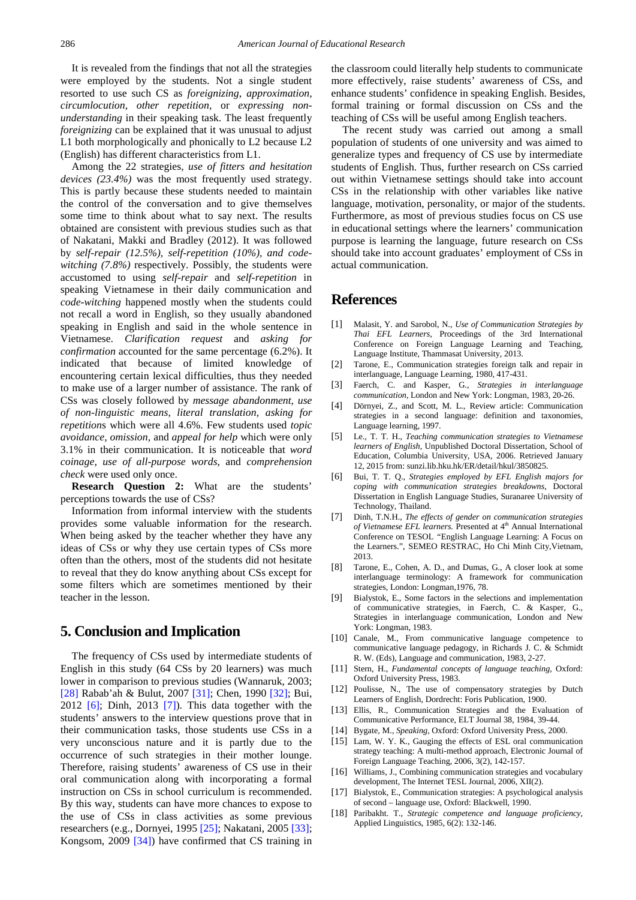It is revealed from the findings that not all the strategies were employed by the students. Not a single student resorted to use such CS as *foreignizing*, *approximation, circumlocution*, *other repetition*, or *expressing non-understanding* in their speaking task. The least frequently *foreignizing* can be explained that it was unusual to adjust L1 both morphologically and phonically to L2 because L2 (English) has different characteristics from L1.

Among the 22 strategies, *use of fitters and hesitation devices (23.4%)* was the most frequently used strategy. This is partly because these students needed to maintain the control of the conversation and to give themselves some time to think about what to say next. The results obtained are consistent with previous studies such as that of Nakatani, Makki and Bradley (2012). It was followed by *self-repair (12.5%), self-repetition (10%), and code-witching (7.8%)* respectively. Possibly, the students were accustomed to using *self-repair* and *self-repetition* in speaking Vietnamese in their daily communication and *code-witching* happened mostly when the students could not recall a word in English, so they usually abandoned speaking in English and said in the whole sentence in Vietnamese. *Clarification request* and *asking for confirmation* accounted for the same percentage (6.2%). It indicated that because of limited knowledge of encountering certain lexical difficulties, thus they needed to make use of a larger number of assistance. The rank of CSs was closely followed by *message abandonment*, *use of non-linguistic means*, *literal translation*, *asking for repetition*s which were all 4.6%. Few students used *topic avoidance, omission,* and *appeal for help* which were only 3.1% in their communication. It is noticeable that *word coinage*, *use of all-purpose words*, and *comprehension check* were used only once.

**Research Question 2:** What are the students' perceptions towards the use of CSs?

Information from informal interview with the students provides some valuable information for the research. When being asked by the teacher whether they have any ideas of CSs or why they use certain types of CSs more often than the others, most of the students did not hesitate to reveal that they do know anything about CSs except for some filters which are sometimes mentioned by their teacher in the lesson.

## 5. Conclusion and Implication

The frequency of CSs used by intermediate students of English in this study (64 CSs by 20 learners) was much lower in comparison to previous studies (Wannaruk, 2003; [28] Rabab'ah & Bulut, 2007 [31]; Chen, 1990 [32]; Bui, 2012 [6]; Dinh, 2013 [7]). This data together with the students' answers to the interview questions prove that in their communication tasks, those students use CSs in a very unconscious nature and it is partly due to the occurrence of such strategies in their mother lounge. Therefore, raising students' awareness of CS use in their oral communication along with incorporating a formal instruction on CSs in school curriculum is recommended. By this way, students can have more chances to expose to the use of CSs in class activities as some previous researchers (e.g., Dornyei, 1995 [25]; Nakatani, 2005 [33]; Kongsom, 2009 [34]) have confirmed that CS training in the classroom could literally help students to communicate more effectively, raise students' awareness of CSs, and enhance students' confidence in speaking English. Besides, formal training or formal discussion on CSs and the teaching of CSs will be useful among English teachers.

The recent study was carried out among a small population of students of one university and was aimed to generalize types and frequency of CS use by intermediate students of English. Thus, further research on CSs carried out within Vietnamese settings should take into account CSs in the relationship with other variables like native language, motivation, personality, or major of the students. Furthermore, as most of previous studies focus on CS use in educational settings where the learners' communication purpose is learning the language, future research on CSs should take into account graduates' employment of CSs in actual communication.

## References

[1] Malasit, Y. and Sarobol, N., *Use of Communication Strategies by Thai EFL Learners*, Proceedings of the 3rd International Conference on Foreign Language Learning and Teaching, Language Institute, Thammasat University, 2013.

[2] Tarone, E., Communication strategies foreign talk and repair in interlanguage, Language Learning, 1980, 417-431.

[3] Faerch, C. and Kasper, G., *Strategies in interlanguage communication*, London and New York: Longman, 1983, 20-26.

[4] Dörnyei, Z., and Scott, M. L., Review article: Communication strategies in a second language: definition and taxonomies, Language learning, 1997.

[5] Le., T. T. H., *Teaching communication strategies to Vietnamese learners of English*, Unpublished Doctoral Dissertation, School of Education, Columbia University, USA, 2006. Retrieved January 12, 2015 from: sunzi.lib.hku.hk/ER/detail/hkul/3850825.

[6] Bui, T. T. Q., *Strategies employed by EFL English majors for coping with communication strategies breakdowns*, Doctoral Dissertation in English Language Studies, Suranaree University of Technology, Thailand.

[7] Dinh, T.N.H., *The effects of gender on communication strategies of Vietnamese EFL learners.* Presented at 4th Annual International Conference on TESOL "English Language Learning: A Focus on the Learners.", SEMEO RESTRAC, Ho Chi Minh City,Vietnam, 2013.

[8] Tarone, E., Cohen, A. D., and Dumas, G., A closer look at some interlanguage terminology: A framework for communication strategies, London: Longman,1976, 78.

[9] Bialystok, E., Some factors in the selections and implementation of communicative strategies, in Faerch, C. & Kasper, G., Strategies in interlanguage communication, London and New York: Longman, 1983.

[10] Canale, M., From communicative language competence to communicative language pedagogy, in Richards J. C. & Schmidt R. W. (Eds), Language and communication, 1983, 2-27.

[11] Stern, H., *Fundamental concepts of language teaching*, Oxford: Oxford University Press, 1983.

[12] Poulisse, N., The use of compensatory strategies by Dutch Learners of English, Dordrecht: Foris Publication, 1900.

[13] Ellis, R., Communication Strategies and the Evaluation of Communicative Performance, ELT Journal 38, 1984, 39-44.

[14] Bygate, M., *Speaking*, Oxford: Oxford University Press, 2000.

[15] Lam, W. Y. K., Gauging the effects of ESL oral communication strategy teaching: A multi-method approach, Electronic Journal of Foreign Language Teaching, 2006, 3(2), 142-157.

[16] Williams, J., Combining communication strategies and vocabulary development, The Internet TESL Journal, 2006, XII(2).

[17] Bialystok, E., Communication strategies: A psychological analysis of second – language use, Oxford: Blackwell, 1990.

[18] Paribakht. T., *Strategic competence and language proficiency*, Applied Linguistics, 1985, 6(2): 132-146.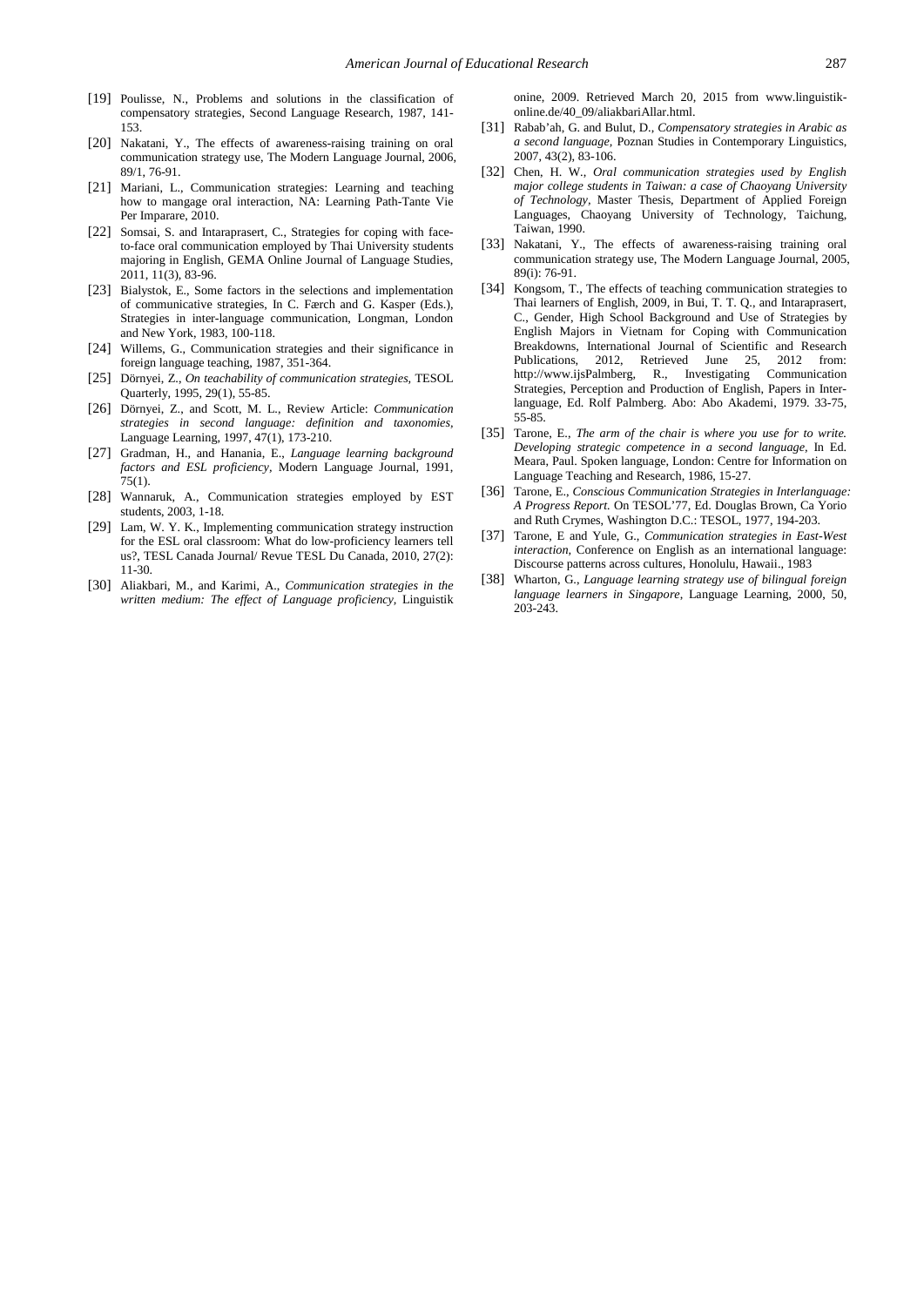[19] Poulisse, N., Problems and solutions in the classification of compensatory strategies, Second Language Research, 1987, 141-153.

[20] Nakatani, Y., The effects of awareness-raising training on oral communication strategy use, The Modern Language Journal, 2006, 89/1, 76-91.

[21] Mariani, L., Communication strategies: Learning and teaching how to mangage oral interaction, NA: Learning Path-Tante Vie Per Imparare, 2010.

[22] Somsai, S. and Intaraprasert, C., Strategies for coping with face-to-face oral communication employed by Thai University students majoring in English, GEMA Online Journal of Language Studies, 2011, 11(3), 83-96.

[23] Bialystok, E., Some factors in the selections and implementation of communicative strategies, In C. Færch and G. Kasper (Eds.), Strategies in inter-language communication, Longman, London and New York, 1983, 100-118.

[24] Willems, G., Communication strategies and their significance in foreign language teaching, 1987, 351-364.

[25] Dörnyei, Z., *On teachability of communication strategies*, TESOL Quarterly, 1995, 29(1), 55-85.

[26] Dörnyei, Z., and Scott, M. L., Review Article: *Communication strategies in second language: definition and taxonomies*, Language Learning, 1997, 47(1), 173-210.

[27] Gradman, H., and Hanania, E., *Language learning background factors and ESL proficiency*, Modern Language Journal, 1991, 75(1).

[28] Wannaruk, A., Communication strategies employed by EST students, 2003, 1-18.

[29] Lam, W. Y. K., Implementing communication strategy instruction for the ESL oral classroom: What do low-proficiency learners tell us?, TESL Canada Journal/ Revue TESL Du Canada, 2010, 27(2): 11-30.

[30] Aliakbari, M., and Karimi, A., *Communication strategies in the written medium: The effect of Language proficiency*, Linguistik onine, 2009. Retrieved March 20, 2015 from www.linguistik-online.de/40_09/aliakbariAllar.html.

[31] Rabab'ah, G. and Bulut, D., *Compensatory strategies in Arabic as a second language*, Poznan Studies in Contemporary Linguistics, 2007, 43(2), 83-106.

[32] Chen, H. W., *Oral communication strategies used by English major college students in Taiwan: a case of Chaoyang University of Technology*, Master Thesis, Department of Applied Foreign Languages, Chaoyang University of Technology, Taichung, Taiwan, 1990.

[33] Nakatani, Y., The effects of awareness-raising training oral communication strategy use, The Modern Language Journal, 2005, 89(i): 76-91.

[34] Kongsom, T., The effects of teaching communication strategies to Thai learners of English, 2009, in Bui, T. T. Q., and Intaraprasert, C., Gender, High School Background and Use of Strategies by English Majors in Vietnam for Coping with Communication Breakdowns, International Journal of Scientific and Research Publications, 2012, Retrieved June 25, 2012 from: http://www.ijsPalmberg, R., Investigating Communication Strategies, Perception and Production of English, Papers in Inter-language, Ed. Rolf Palmberg. Abo: Abo Akademi, 1979. 33-75, 55-85.

[35] Tarone, E., *The arm of the chair is where you use for to write. Developing strategic competence in a second language*, In Ed. Meara, Paul. Spoken language, London: Centre for Information on Language Teaching and Research, 1986, 15-27.

[36] Tarone, E., *Conscious Communication Strategies in Interlanguage: A Progress Report.* On TESOL'77, Ed. Douglas Brown, Ca Yorio and Ruth Crymes, Washington D.C.: TESOL, 1977, 194-203.

[37] Tarone, E and Yule, G., *Communication strategies in East-West interaction*, Conference on English as an international language: Discourse patterns across cultures, Honolulu, Hawaii., 1983

[38] Wharton, G., *Language learning strategy use of bilingual foreign language learners in Singapore*, Language Learning, 2000, 50, 203-243.